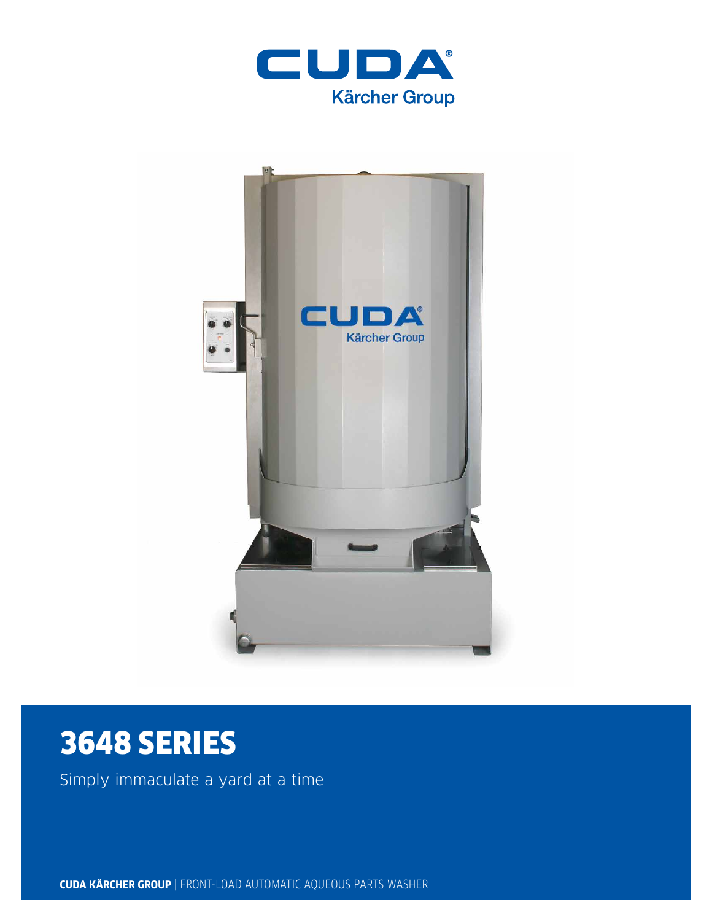# 3648 SERIES

Simply immaculate a yard at a time

**CUDA KÄRCHER GROUP** | FRONT-LOAD AUTOMATIC AQUEOUS PARTS WASHER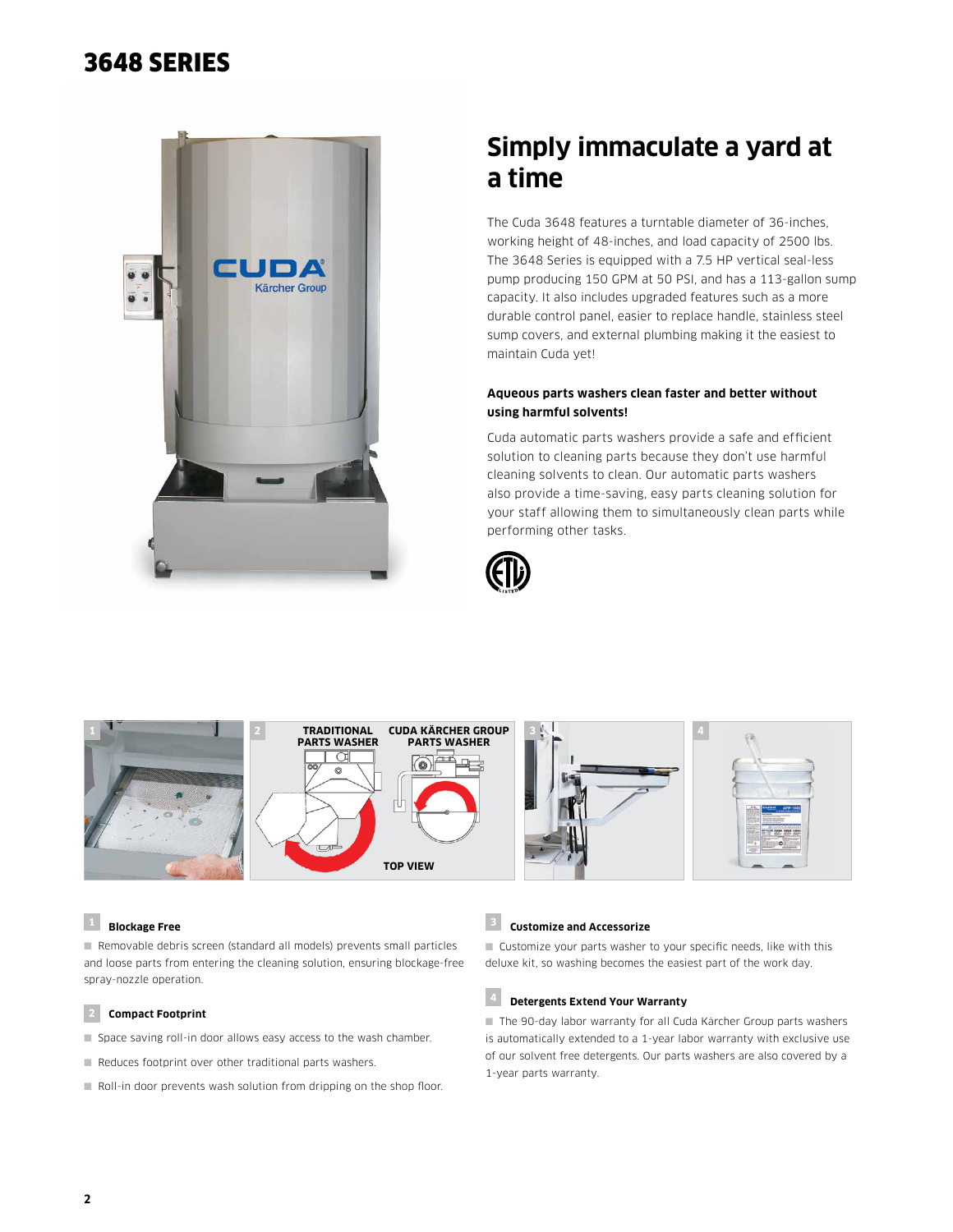# 3648 SERIES

## Simply immaculate a yard at a time

The Cuda 3648 features a turntable diameter of 36-inches, working height of 48-inches, and load capacity of 2500 lbs. The 3648 Series is equipped with a 7.5 HP vertical seal-less pump producing 150 GPM at 50 PSI, and has a 113-gallon sump capacity. It also includes upgraded features such as a more durable control panel, easier to replace handle, stainless steel sump covers, and external plumbing making it the easiest to maintain Cuda yet!

**Aqueous parts washers clean faster and better without using harmful solvents!**

Cuda automatic parts washers provide a safe and efficient solution to cleaning parts because they don't use harmful cleaning solvents to clean. Our automatic parts washers also provide a time-saving, easy parts cleaning solution for your staff allowing them to simultaneously clean parts while performing other tasks.

### 1 Blockage Free

- Removable debris screen (standard all models) prevents small particles and loose parts from entering the cleaning solution, ensuring blockage-free spray-nozzle operation.

### 2 Compact Footprint

- Space saving roll-in door allows easy access to the wash chamber.
- Reduces footprint over other traditional parts washers.
- Roll-in door prevents wash solution from dripping on the shop floor.

### 3 Customize and Accessorize

- Customize your parts washer to your specific needs, like with this deluxe kit, so washing becomes the easiest part of the work day.

### 4 Detergents Extend Your Warranty

- The 90-day labor warranty for all Cuda Kärcher Group parts washers is automatically extended to a 1-year labor warranty with exclusive use of our solvent free detergents. Our parts washers are also covered by a 1-year parts warranty.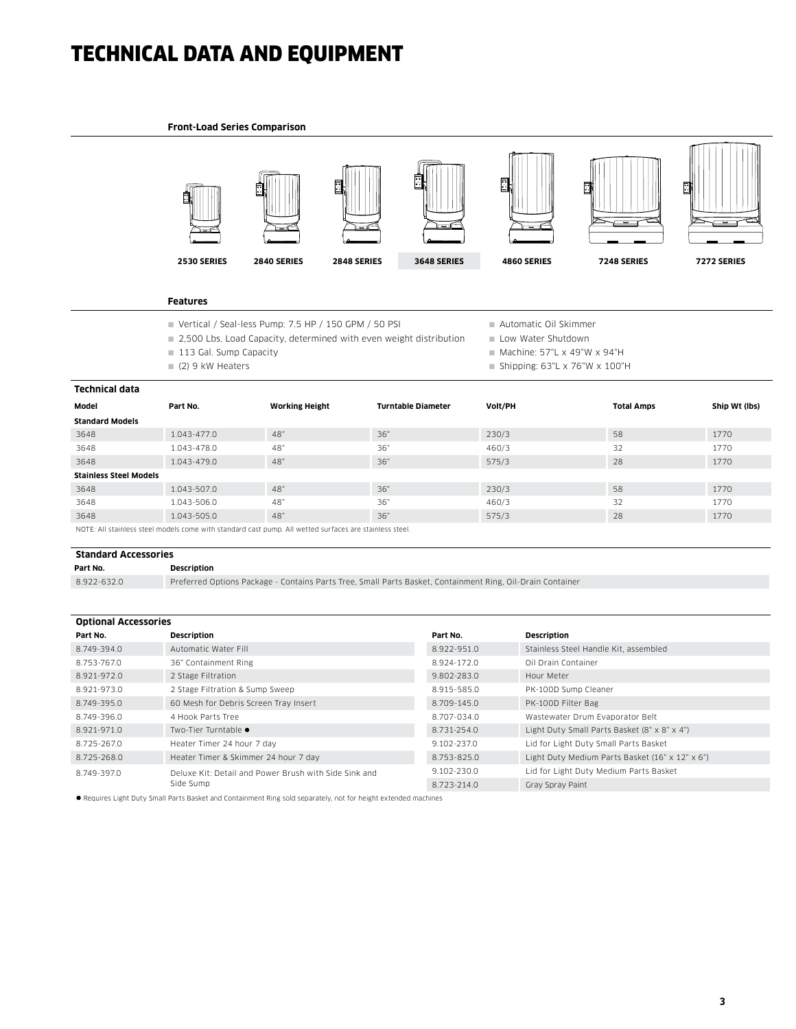# TECHNICAL DATA AND EQUIPMENT

**Front-Load Series Comparison**

2530 SERIES | 2840 SERIES | 2848 SERIES | 3648 SERIES | 4860 SERIES | 7248 SERIES | 7272 SERIES

**Features**

- Vertical / Seal-less Pump: 7.5 HP / 150 GPM / 50 PSI
- 2,500 Lbs. Load Capacity, determined with even weight distribution
- 113 Gal. Sump Capacity
- (2) 9 kW Heaters
- Automatic Oil Skimmer
- Low Water Shutdown
- Machine: 57"L x 49"W x 94"H
- Shipping: 63"L x 76"W x 100"H

**Technical data**

| Model | Part No. | Working Height | Turntable Diameter | Volt/PH | Total Amps | Ship Wt (lbs) |
|---|---|---|---|---|---|---|
| **Standard Models** | | | | | | |
| 3648 | 1.043-477.0 | 48" | 36" | 230/3 | 58 | 1770 |
| 3648 | 1.043-478.0 | 48" | 36" | 460/3 | 32 | 1770 |
| 3648 | 1.043-479.0 | 48" | 36" | 575/3 | 28 | 1770 |
| **Stainless Steel Models** | | | | | | |
| 3648 | 1.043-507.0 | 48" | 36" | 230/3 | 58 | 1770 |
| 3648 | 1.043-506.0 | 48" | 36" | 460/3 | 32 | 1770 |
| 3648 | 1.043-505.0 | 48" | 36" | 575/3 | 28 | 1770 |

NOTE: All stainless steel models come with standard cast pump. All wetted surfaces are stainless steel.

**Standard Accessories**

| Part No. | Description |
|---|---|
| 8.922-632.0 | Preferred Options Package - Contains Parts Tree, Small Parts Basket, Containment Ring, Oil-Drain Container |

**Optional Accessories**

| Part No. | Description | Part No. | Description |
|---|---|---|---|
| 8.749-394.0 | Automatic Water Fill | 8.922-951.0 | Stainless Steel Handle Kit, assembled |
| 8.753-767.0 | 36" Containment Ring | 8.924-172.0 | Oil Drain Container |
| 8.921-972.0 | 2 Stage Filtration | 9.802-283.0 | Hour Meter |
| 8.921-973.0 | 2 Stage Filtration & Sump Sweep | 8.915-585.0 | PK-100D Sump Cleaner |
| 8.749-395.0 | 60 Mesh for Debris Screen Tray Insert | 8.709-145.0 | PK-100D Filter Bag |
| 8.749-396.0 | 4 Hook Parts Tree | 8.707-034.0 | Wastewater Drum Evaporator Belt |
| 8.921-971.0 | Two-Tier Turntable ● | 8.731-254.0 | Light Duty Small Parts Basket (8" x 8" x 4") |
| 8.725-267.0 | Heater Timer 24 hour 7 day | 9.102-237.0 | Lid for Light Duty Small Parts Basket |
| 8.725-268.0 | Heater Timer & Skimmer 24 hour 7 day | 8.753-825.0 | Light Duty Medium Parts Basket (16" x 12" x 6") |
| 8.749-397.0 | Deluxe Kit: Detail and Power Brush with Side Sink and Side Sump | 9.102-230.0 | Lid for Light Duty Medium Parts Basket |
| | | 8.723-214.0 | Gray Spray Paint |

● Requires Light Duty Small Parts Basket and Containment Ring sold separately, not for height extended machines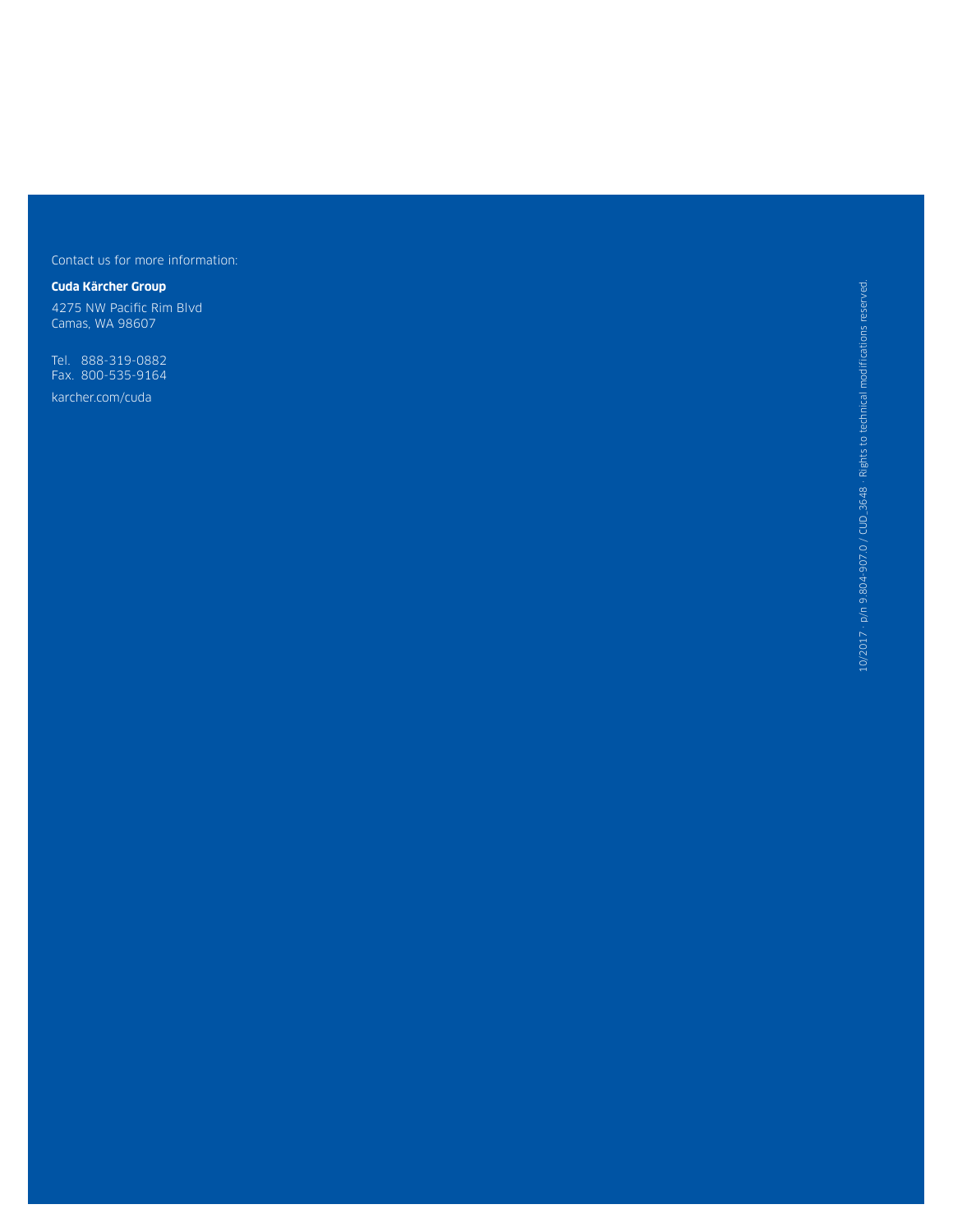Contact us for more information:

**Cuda Kärcher Group**

4275 NW Pacific Rim Blvd
Camas, WA 98607

Tel. 888-319-0882
Fax. 800-535-9164

karcher.com/cuda

10/2017 · p/n 9.804-907.0 / CUD_3648 · Rights to technical modifications reserved.